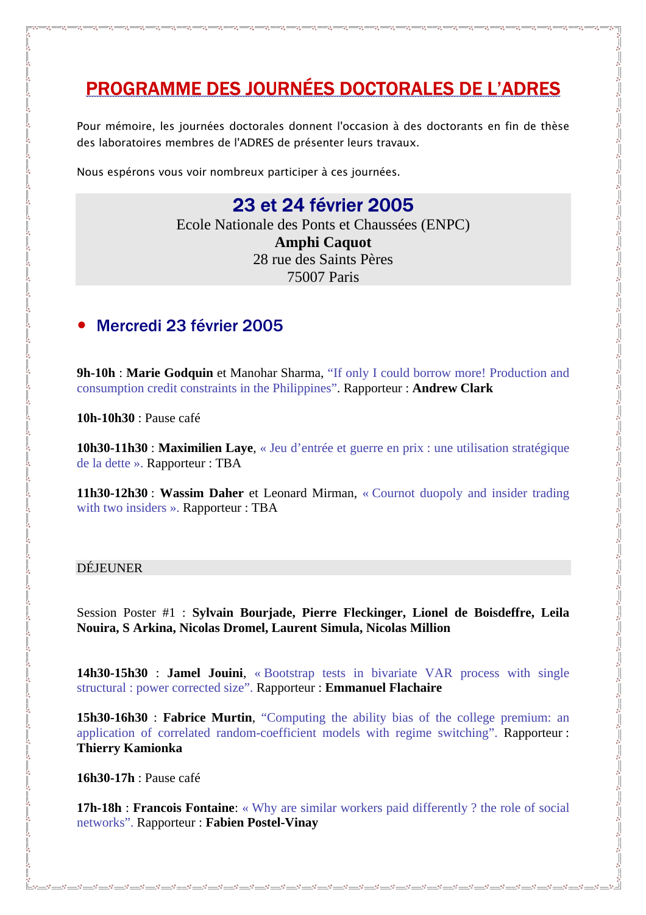# PROGRAMME DES JOURNÉES DOCTORALES DE L'ADRES

Pour mémoire, les journées doctorales donnent l'occasion à des doctorants en fin de thèse des laboratoires membres de l'ADRES de présenter leurs travaux.

Nous espérons vous voir nombreux participer à ces journées.

## 23 et 24 février 2005

Ecole Nationale des Ponts et Chaussées (ENPC)
**Amphi Caquot**
28 rue des Saints Pères
75007 Paris

- ## Mercredi 23 février 2005

**9h-10h** : **Marie Godquin** et Manohar Sharma, "If only I could borrow more! Production and consumption credit constraints in the Philippines". Rapporteur : **Andrew Clark**

**10h-10h30** : Pause café

**10h30-11h30** : **Maximilien Laye**, « Jeu d'entrée et guerre en prix : une utilisation stratégique de la dette ». Rapporteur : TBA

**11h30-12h30** : **Wassim Daher** et Leonard Mirman, « Cournot duopoly and insider trading with two insiders ». Rapporteur : TBA

DÉJEUNER

Session Poster #1 : **Sylvain Bourjade, Pierre Fleckinger, Lionel de Boisdeffre, Leila Nouira, S Arkina, Nicolas Dromel, Laurent Simula, Nicolas Million**

**14h30-15h30** : **Jamel Jouini**, « Bootstrap tests in bivariate VAR process with single structural : power corrected size". Rapporteur : **Emmanuel Flachaire**

**15h30-16h30** : **Fabrice Murtin**, "Computing the ability bias of the college premium: an application of correlated random-coefficient models with regime switching". Rapporteur : **Thierry Kamionka**

**16h30-17h** : Pause café

**17h-18h** : **Francois Fontaine**: « Why are similar workers paid differently ? the role of social networks". Rapporteur : **Fabien Postel-Vinay**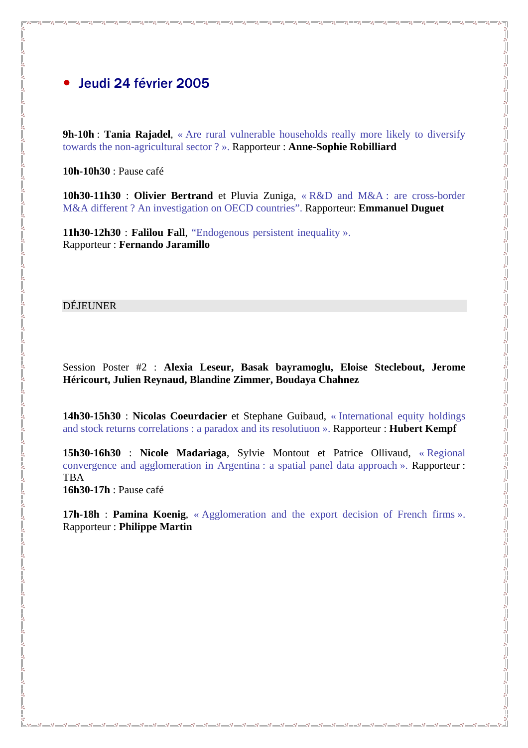- **Jeudi 24 février 2005**

**9h-10h** : **Tania Rajadel**, « Are rural vulnerable households really more likely to diversify towards the non-agricultural sector ? ». Rapporteur : **Anne-Sophie Robilliard**

**10h-10h30** : Pause café

**10h30-11h30** : **Olivier Bertrand** et Pluvia Zuniga, « R&D and M&A : are cross-border M&A different ? An investigation on OECD countries". Rapporteur: **Emmanuel Duguet**

**11h30-12h30** : **Falilou Fall**, "Endogenous persistent inequality ».
Rapporteur : **Fernando Jaramillo**

DÉJEUNER

Session Poster #2 : **Alexia Leseur, Basak bayramoglu, Eloise Steclebout, Jerome Héricourt, Julien Reynaud, Blandine Zimmer, Boudaya Chahnez**

**14h30-15h30** : **Nicolas Coeurdacier** et Stephane Guibaud, « International equity holdings and stock returns correlations : a paradox and its resolutiuon ». Rapporteur : **Hubert Kempf**

**15h30-16h30** : **Nicole Madariaga**, Sylvie Montout et Patrice Ollivaud, « Regional convergence and agglomeration in Argentina : a spatial panel data approach ». Rapporteur : TBA

**16h30-17h** : Pause café

**17h-18h** : **Pamina Koenig**, « Agglomeration and the export decision of French firms ». Rapporteur : **Philippe Martin**